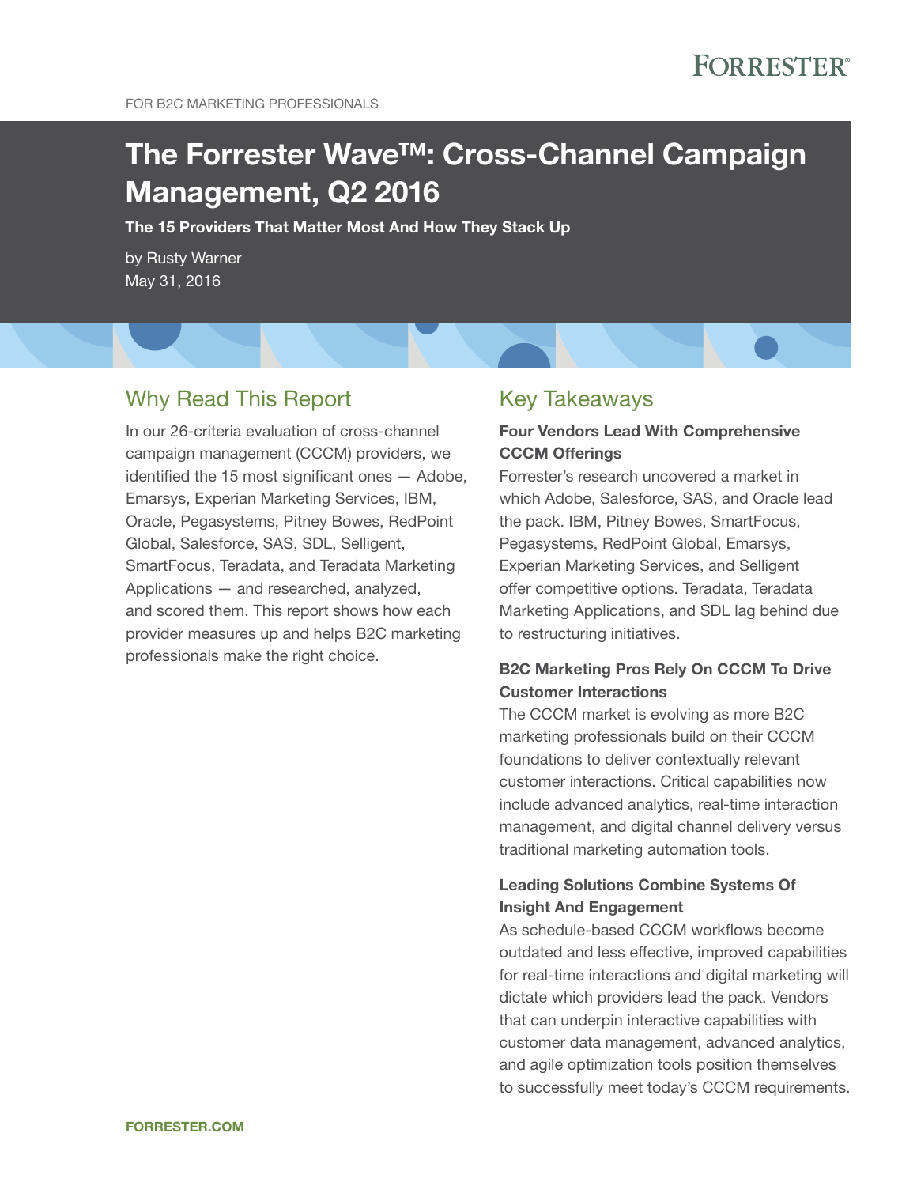FOR B2C MARKETING PROFESSIONALS

# The Forrester Wave™: Cross-Channel Campaign Management, Q2 2016

**The 15 Providers That Matter Most And How They Stack Up**

by Rusty Warner
May 31, 2016

## Why Read This Report

In our 26-criteria evaluation of cross-channel campaign management (CCCM) providers, we identified the 15 most significant ones — Adobe, Emarsys, Experian Marketing Services, IBM, Oracle, Pegasystems, Pitney Bowes, RedPoint Global, Salesforce, SAS, SDL, Selligent, SmartFocus, Teradata, and Teradata Marketing Applications — and researched, analyzed, and scored them. This report shows how each provider measures up and helps B2C marketing professionals make the right choice.

## Key Takeaways

**Four Vendors Lead With Comprehensive CCCM Offerings**
Forrester's research uncovered a market in which Adobe, Salesforce, SAS, and Oracle lead the pack. IBM, Pitney Bowes, SmartFocus, Pegasystems, RedPoint Global, Emarsys, Experian Marketing Services, and Selligent offer competitive options. Teradata, Teradata Marketing Applications, and SDL lag behind due to restructuring initiatives.

**B2C Marketing Pros Rely On CCCM To Drive Customer Interactions**
The CCCM market is evolving as more B2C marketing professionals build on their CCCM foundations to deliver contextually relevant customer interactions. Critical capabilities now include advanced analytics, real-time interaction management, and digital channel delivery versus traditional marketing automation tools.

**Leading Solutions Combine Systems Of Insight And Engagement**
As schedule-based CCCM workflows become outdated and less effective, improved capabilities for real-time interactions and digital marketing will dictate which providers lead the pack. Vendors that can underpin interactive capabilities with customer data management, advanced analytics, and agile optimization tools position themselves to successfully meet today's CCCM requirements.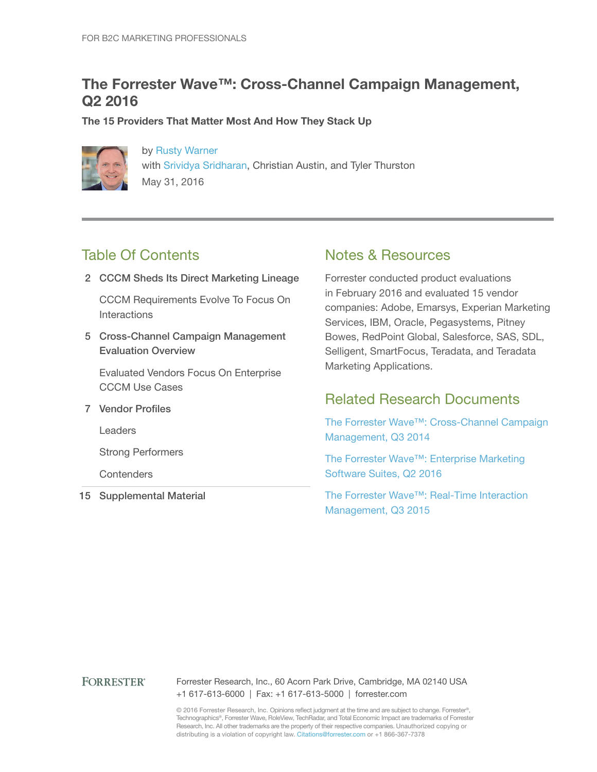FOR B2C MARKETING PROFESSIONALS

# The Forrester Wave™: Cross-Channel Campaign Management, Q2 2016

**The 15 Providers That Matter Most And How They Stack Up**

by Rusty Warner
with Srividya Sridharan, Christian Austin, and Tyler Thurston
May 31, 2016

## Table Of Contents

2 **CCCM Sheds Its Direct Marketing Lineage**

CCCM Requirements Evolve To Focus On Interactions

5 **Cross-Channel Campaign Management Evaluation Overview**

Evaluated Vendors Focus On Enterprise CCCM Use Cases

7 **Vendor Profiles**

Leaders

Strong Performers

Contenders

15 **Supplemental Material**

## Notes & Resources

Forrester conducted product evaluations in February 2016 and evaluated 15 vendor companies: Adobe, Emarsys, Experian Marketing Services, IBM, Oracle, Pegasystems, Pitney Bowes, RedPoint Global, Salesforce, SAS, SDL, Selligent, SmartFocus, Teradata, and Teradata Marketing Applications.

## Related Research Documents

The Forrester Wave™: Cross-Channel Campaign Management, Q3 2014

The Forrester Wave™: Enterprise Marketing Software Suites, Q2 2016

The Forrester Wave™: Real-Time Interaction Management, Q3 2015

FORRESTER®

Forrester Research, Inc., 60 Acorn Park Drive, Cambridge, MA 02140 USA
+1 617-613-6000 | Fax: +1 617-613-5000 | forrester.com

© 2016 Forrester Research, Inc. Opinions reflect judgment at the time and are subject to change. Forrester®, Technographics®, Forrester Wave, RoleView, TechRadar, and Total Economic Impact are trademarks of Forrester Research, Inc. All other trademarks are the property of their respective companies. Unauthorized copying or distributing is a violation of copyright law. Citations@forrester.com or +1 866-367-7378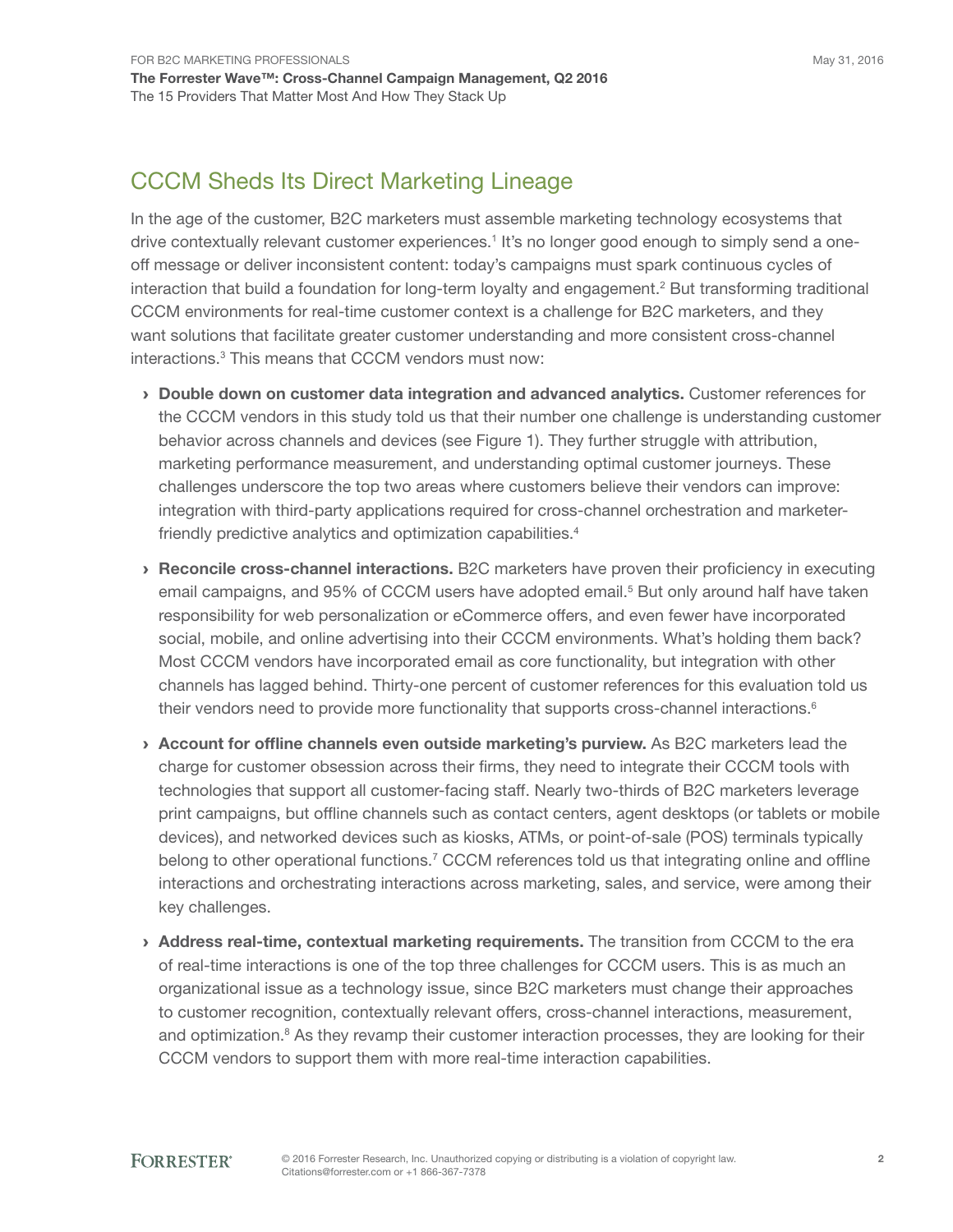## CCCM Sheds Its Direct Marketing Lineage

In the age of the customer, B2C marketers must assemble marketing technology ecosystems that drive contextually relevant customer experiences.[1] It's no longer good enough to simply send a one-off message or deliver inconsistent content: today's campaigns must spark continuous cycles of interaction that build a foundation for long-term loyalty and engagement.[2] But transforming traditional CCCM environments for real-time customer context is a challenge for B2C marketers, and they want solutions that facilitate greater customer understanding and more consistent cross-channel interactions.[3] This means that CCCM vendors must now:

› **Double down on customer data integration and advanced analytics.** Customer references for the CCCM vendors in this study told us that their number one challenge is understanding customer behavior across channels and devices (see Figure 1). They further struggle with attribution, marketing performance measurement, and understanding optimal customer journeys. These challenges underscore the top two areas where customers believe their vendors can improve: integration with third-party applications required for cross-channel orchestration and marketer-friendly predictive analytics and optimization capabilities.[4]

› **Reconcile cross-channel interactions.** B2C marketers have proven their proficiency in executing email campaigns, and 95% of CCCM users have adopted email.[5] But only around half have taken responsibility for web personalization or eCommerce offers, and even fewer have incorporated social, mobile, and online advertising into their CCCM environments. What's holding them back? Most CCCM vendors have incorporated email as core functionality, but integration with other channels has lagged behind. Thirty-one percent of customer references for this evaluation told us their vendors need to provide more functionality that supports cross-channel interactions.[6]

› **Account for offline channels even outside marketing's purview.** As B2C marketers lead the charge for customer obsession across their firms, they need to integrate their CCCM tools with technologies that support all customer-facing staff. Nearly two-thirds of B2C marketers leverage print campaigns, but offline channels such as contact centers, agent desktops (or tablets or mobile devices), and networked devices such as kiosks, ATMs, or point-of-sale (POS) terminals typically belong to other operational functions.[7] CCCM references told us that integrating online and offline interactions and orchestrating interactions across marketing, sales, and service, were among their key challenges.

› **Address real-time, contextual marketing requirements.** The transition from CCCM to the era of real-time interactions is one of the top three challenges for CCCM users. This is as much an organizational issue as a technology issue, since B2C marketers must change their approaches to customer recognition, contextually relevant offers, cross-channel interactions, measurement, and optimization.[8] As they revamp their customer interaction processes, they are looking for their CCCM vendors to support them with more real-time interaction capabilities.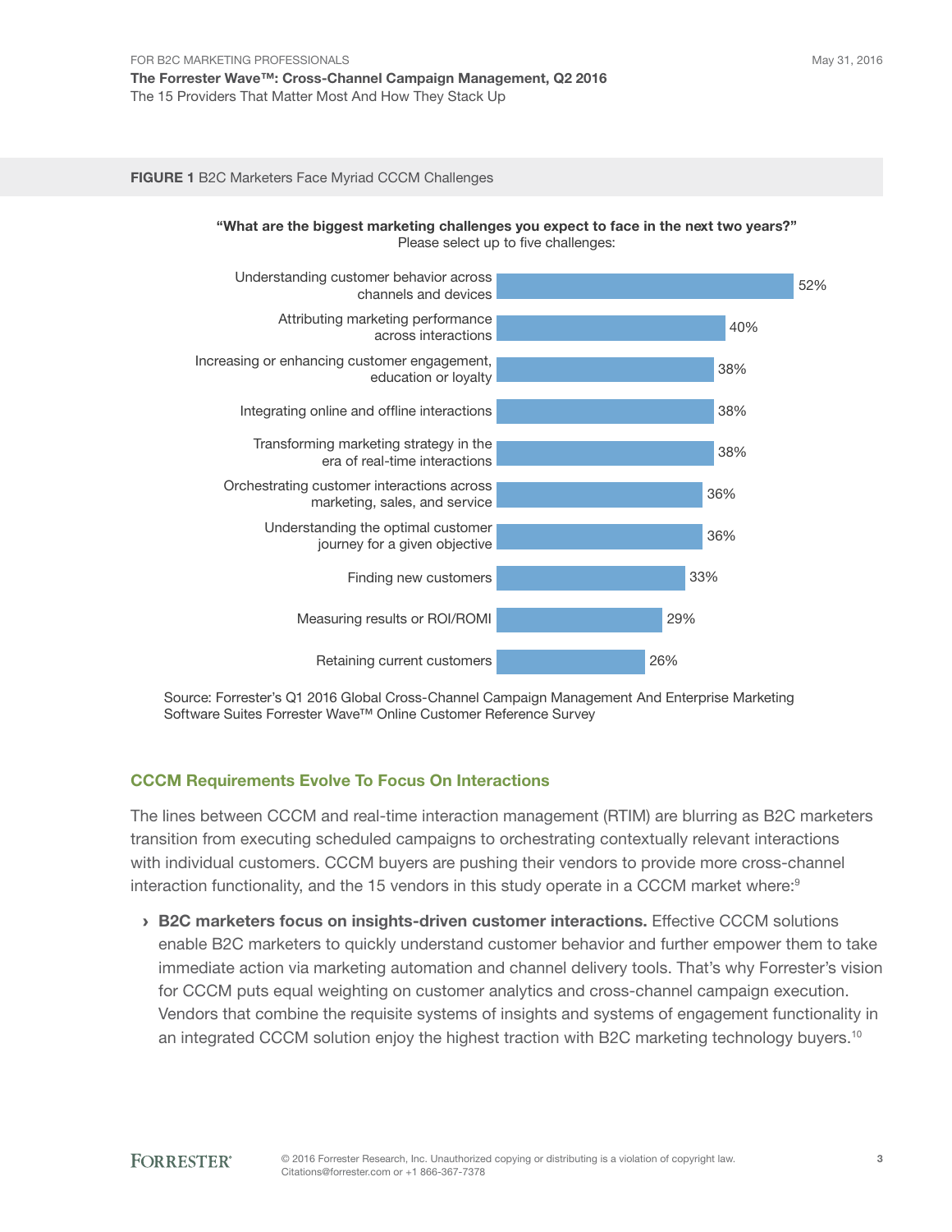**FIGURE 1** B2C Marketers Face Myriad CCCM Challenges

**"What are the biggest marketing challenges you expect to face in the next two years?"**
Please select up to five challenges:

| Challenge | % |
|---|---|
| Understanding customer behavior across channels and devices | 52% |
| Attributing marketing performance across interactions | 40% |
| Increasing or enhancing customer engagement, education or loyalty | 38% |
| Integrating online and offline interactions | 38% |
| Transforming marketing strategy in the era of real-time interactions | 38% |
| Orchestrating customer interactions across marketing, sales, and service | 36% |
| Understanding the optimal customer journey for a given objective | 36% |
| Finding new customers | 33% |
| Measuring results or ROI/ROMI | 29% |
| Retaining current customers | 26% |

Source: Forrester's Q1 2016 Global Cross-Channel Campaign Management And Enterprise Marketing Software Suites Forrester Wave™ Online Customer Reference Survey

## CCCM Requirements Evolve To Focus On Interactions

The lines between CCCM and real-time interaction management (RTIM) are blurring as B2C marketers transition from executing scheduled campaigns to orchestrating contextually relevant interactions with individual customers. CCCM buyers are pushing their vendors to provide more cross-channel interaction functionality, and the 15 vendors in this study operate in a CCCM market where:[9]

- **B2C marketers focus on insights-driven customer interactions.** Effective CCCM solutions enable B2C marketers to quickly understand customer behavior and further empower them to take immediate action via marketing automation and channel delivery tools. That's why Forrester's vision for CCCM puts equal weighting on customer analytics and cross-channel campaign execution. Vendors that combine the requisite systems of insights and systems of engagement functionality in an integrated CCCM solution enjoy the highest traction with B2C marketing technology buyers.[10]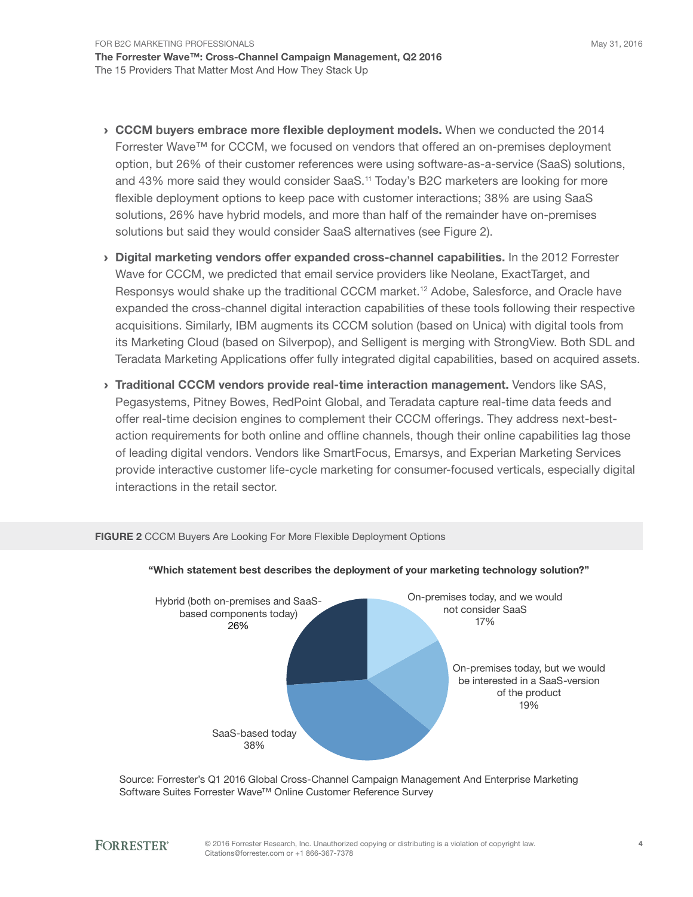- **CCCM buyers embrace more flexible deployment models.** When we conducted the 2014 Forrester Wave™ for CCCM, we focused on vendors that offered an on-premises deployment option, but 26% of their customer references were using software-as-a-service (SaaS) solutions, and 43% more said they would consider SaaS.[11] Today's B2C marketers are looking for more flexible deployment options to keep pace with customer interactions; 38% are using SaaS solutions, 26% have hybrid models, and more than half of the remainder have on-premises solutions but said they would consider SaaS alternatives (see Figure 2).

- **Digital marketing vendors offer expanded cross-channel capabilities.** In the 2012 Forrester Wave for CCCM, we predicted that email service providers like Neolane, ExactTarget, and Responsys would shake up the traditional CCCM market.[12] Adobe, Salesforce, and Oracle have expanded the cross-channel digital interaction capabilities of these tools following their respective acquisitions. Similarly, IBM augments its CCCM solution (based on Unica) with digital tools from its Marketing Cloud (based on Silverpop), and Selligent is merging with StrongView. Both SDL and Teradata Marketing Applications offer fully integrated digital capabilities, based on acquired assets.

- **Traditional CCCM vendors provide real-time interaction management.** Vendors like SAS, Pegasystems, Pitney Bowes, RedPoint Global, and Teradata capture real-time data feeds and offer real-time decision engines to complement their CCCM offerings. They address next-best-action requirements for both online and offline channels, though their online capabilities lag those of leading digital vendors. Vendors like SmartFocus, Emarsys, and Experian Marketing Services provide interactive customer life-cycle marketing for consumer-focused verticals, especially digital interactions in the retail sector.

**FIGURE 2** CCCM Buyers Are Looking For More Flexible Deployment Options

**"Which statement best describes the deployment of your marketing technology solution?"**

| Response | Percentage |
|---|---|
| On-premises today, and we would not consider SaaS | 17% |
| On-premises today, but we would be interested in a SaaS-version of the product | 19% |
| SaaS-based today | 38% |
| Hybrid (both on-premises and SaaS-based components today) | 26% |

Source: Forrester's Q1 2016 Global Cross-Channel Campaign Management And Enterprise Marketing Software Suites Forrester Wave™ Online Customer Reference Survey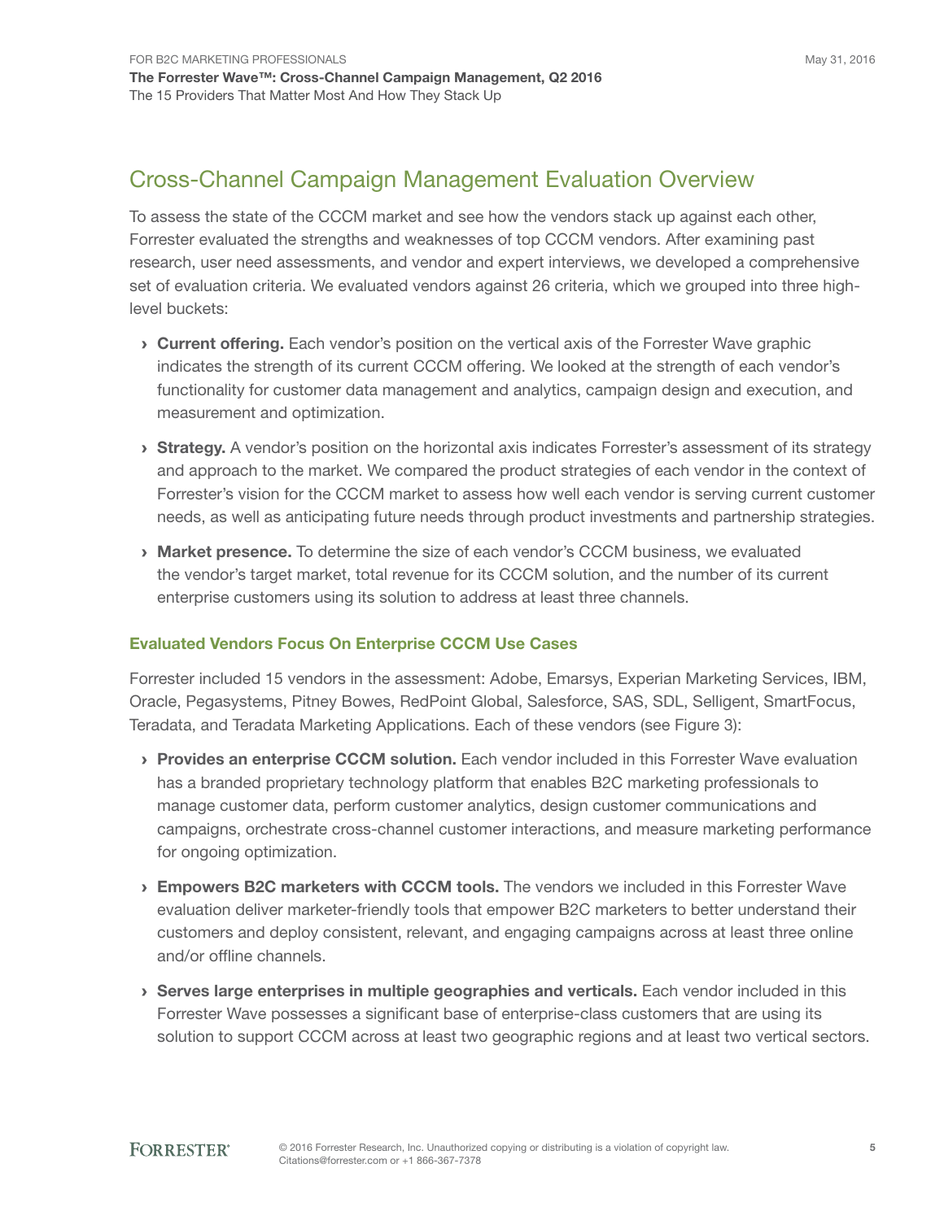## Cross-Channel Campaign Management Evaluation Overview

To assess the state of the CCCM market and see how the vendors stack up against each other, Forrester evaluated the strengths and weaknesses of top CCCM vendors. After examining past research, user need assessments, and vendor and expert interviews, we developed a comprehensive set of evaluation criteria. We evaluated vendors against 26 criteria, which we grouped into three high-level buckets:

- **Current offering.** Each vendor's position on the vertical axis of the Forrester Wave graphic indicates the strength of its current CCCM offering. We looked at the strength of each vendor's functionality for customer data management and analytics, campaign design and execution, and measurement and optimization.
- **Strategy.** A vendor's position on the horizontal axis indicates Forrester's assessment of its strategy and approach to the market. We compared the product strategies of each vendor in the context of Forrester's vision for the CCCM market to assess how well each vendor is serving current customer needs, as well as anticipating future needs through product investments and partnership strategies.
- **Market presence.** To determine the size of each vendor's CCCM business, we evaluated the vendor's target market, total revenue for its CCCM solution, and the number of its current enterprise customers using its solution to address at least three channels.

### Evaluated Vendors Focus On Enterprise CCCM Use Cases

Forrester included 15 vendors in the assessment: Adobe, Emarsys, Experian Marketing Services, IBM, Oracle, Pegasystems, Pitney Bowes, RedPoint Global, Salesforce, SAS, SDL, Selligent, SmartFocus, Teradata, and Teradata Marketing Applications. Each of these vendors (see Figure 3):

- **Provides an enterprise CCCM solution.** Each vendor included in this Forrester Wave evaluation has a branded proprietary technology platform that enables B2C marketing professionals to manage customer data, perform customer analytics, design customer communications and campaigns, orchestrate cross-channel customer interactions, and measure marketing performance for ongoing optimization.
- **Empowers B2C marketers with CCCM tools.** The vendors we included in this Forrester Wave evaluation deliver marketer-friendly tools that empower B2C marketers to better understand their customers and deploy consistent, relevant, and engaging campaigns across at least three online and/or offline channels.
- **Serves large enterprises in multiple geographies and verticals.** Each vendor included in this Forrester Wave possesses a significant base of enterprise-class customers that are using its solution to support CCCM across at least two geographic regions and at least two vertical sectors.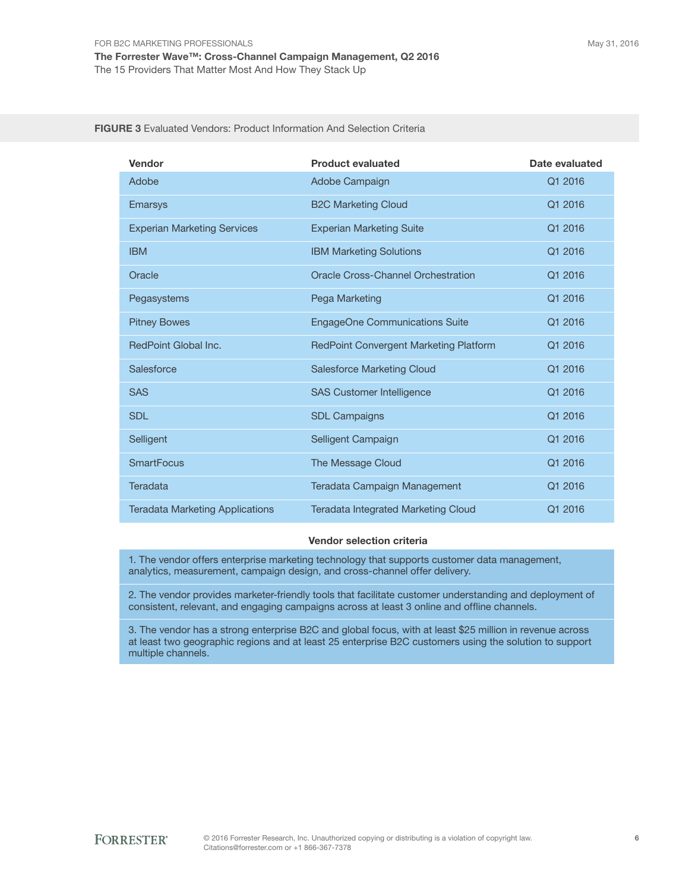**FIGURE 3** Evaluated Vendors: Product Information And Selection Criteria

| Vendor | Product evaluated | Date evaluated |
| --- | --- | --- |
| Adobe | Adobe Campaign | Q1 2016 |
| Emarsys | B2C Marketing Cloud | Q1 2016 |
| Experian Marketing Services | Experian Marketing Suite | Q1 2016 |
| IBM | IBM Marketing Solutions | Q1 2016 |
| Oracle | Oracle Cross-Channel Orchestration | Q1 2016 |
| Pegasystems | Pega Marketing | Q1 2016 |
| Pitney Bowes | EngageOne Communications Suite | Q1 2016 |
| RedPoint Global Inc. | RedPoint Convergent Marketing Platform | Q1 2016 |
| Salesforce | Salesforce Marketing Cloud | Q1 2016 |
| SAS | SAS Customer Intelligence | Q1 2016 |
| SDL | SDL Campaigns | Q1 2016 |
| Selligent | Selligent Campaign | Q1 2016 |
| SmartFocus | The Message Cloud | Q1 2016 |
| Teradata | Teradata Campaign Management | Q1 2016 |
| Teradata Marketing Applications | Teradata Integrated Marketing Cloud | Q1 2016 |

| Vendor selection criteria |
| --- |
| 1. The vendor offers enterprise marketing technology that supports customer data management, analytics, measurement, campaign design, and cross-channel offer delivery. |
| 2. The vendor provides marketer-friendly tools that facilitate customer understanding and deployment of consistent, relevant, and engaging campaigns across at least 3 online and offline channels. |
| 3. The vendor has a strong enterprise B2C and global focus, with at least $25 million in revenue across at least two geographic regions and at least 25 enterprise B2C customers using the solution to support multiple channels. |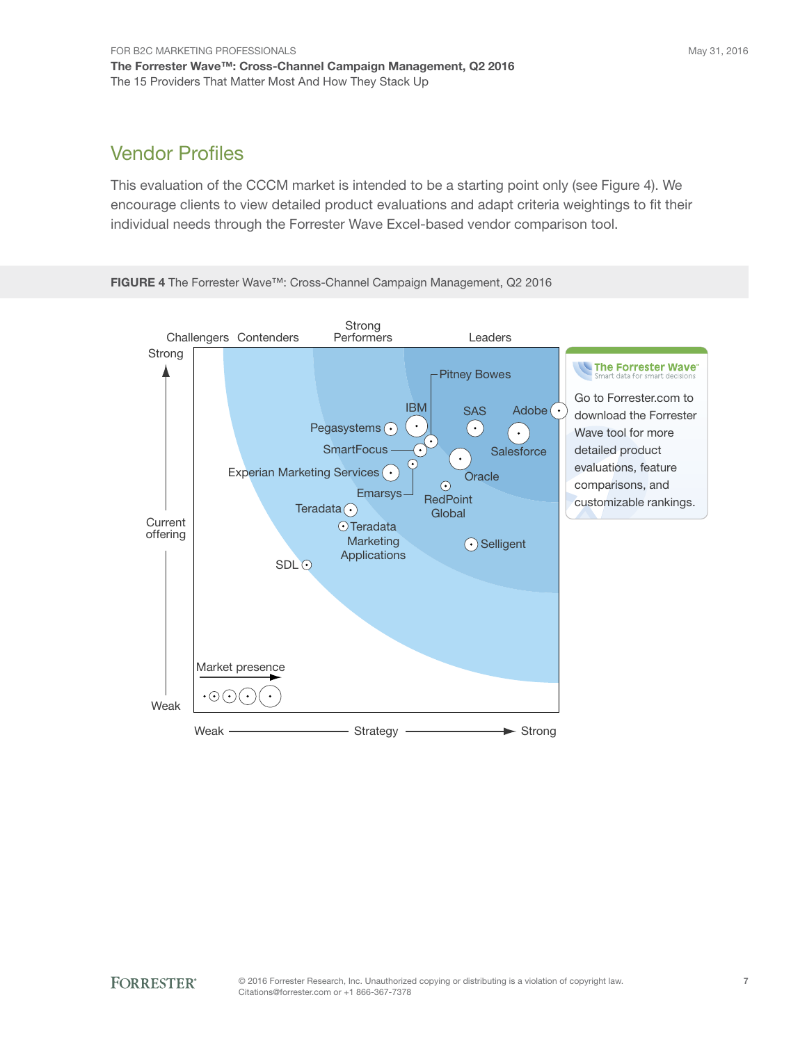## Vendor Profiles

This evaluation of the CCCM market is intended to be a starting point only (see Figure 4). We encourage clients to view detailed product evaluations and adapt criteria weightings to fit their individual needs through the Forrester Wave Excel-based vendor comparison tool.

**FIGURE 4** The Forrester Wave™: Cross-Channel Campaign Management, Q2 2016

Challengers Contenders Strong Performers Leaders

Strong

Current offering

Weak

Pitney Bowes

IBM

SAS

Adobe

Pegasystems

SmartFocus

Salesforce

Experian Marketing Services

Oracle

Emarsys

RedPoint Global

Teradata

Teradata Marketing Applications

Selligent

SDL

Market presence

Weak — Strategy — Strong

The Forrester Wave™ Smart data for smart decisions

Go to Forrester.com to download the Forrester Wave tool for more detailed product evaluations, feature comparisons, and customizable rankings.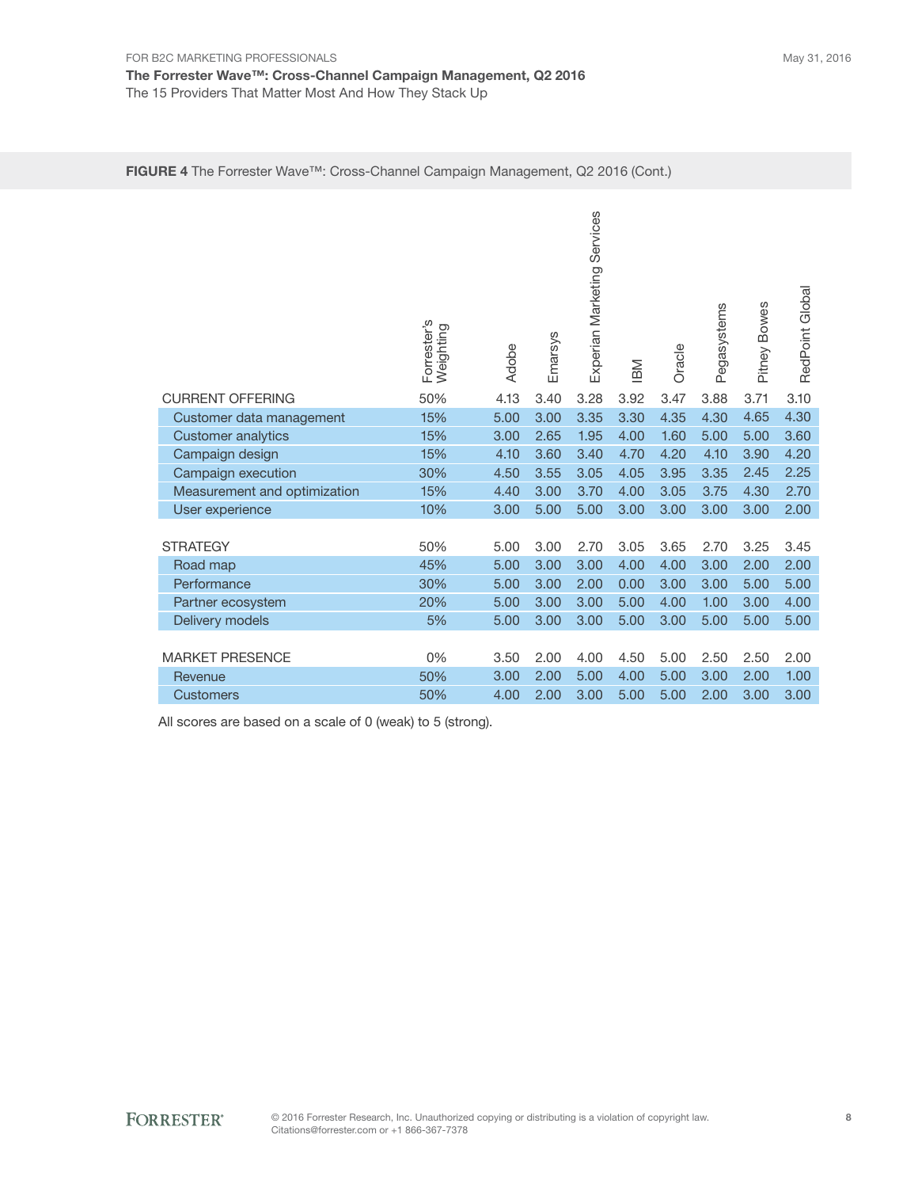**FIGURE 4** The Forrester Wave™: Cross-Channel Campaign Management, Q2 2016 (Cont.)

| | Forrester's Weighting | Adobe | Emarsys | Experian Marketing Services | IBM | Oracle | Pegasystems | Pitney Bowes | RedPoint Global |
|---|---|---|---|---|---|---|---|---|---|
| CURRENT OFFERING | 50% | 4.13 | 3.40 | 3.28 | 3.92 | 3.47 | 3.88 | 3.71 | 3.10 |
| Customer data management | 15% | 5.00 | 3.00 | 3.35 | 3.30 | 4.35 | 4.30 | 4.65 | 4.30 |
| Customer analytics | 15% | 3.00 | 2.65 | 1.95 | 4.00 | 1.60 | 5.00 | 5.00 | 3.60 |
| Campaign design | 15% | 4.10 | 3.60 | 3.40 | 4.70 | 4.20 | 4.10 | 3.90 | 4.20 |
| Campaign execution | 30% | 4.50 | 3.55 | 3.05 | 4.05 | 3.95 | 3.35 | 2.45 | 2.25 |
| Measurement and optimization | 15% | 4.40 | 3.00 | 3.70 | 4.00 | 3.05 | 3.75 | 4.30 | 2.70 |
| User experience | 10% | 3.00 | 5.00 | 5.00 | 3.00 | 3.00 | 3.00 | 3.00 | 2.00 |
| | | | | | | | | | |
| STRATEGY | 50% | 5.00 | 3.00 | 2.70 | 3.05 | 3.65 | 2.70 | 3.25 | 3.45 |
| Road map | 45% | 5.00 | 3.00 | 3.00 | 4.00 | 4.00 | 3.00 | 2.00 | 2.00 |
| Performance | 30% | 5.00 | 3.00 | 2.00 | 0.00 | 3.00 | 3.00 | 5.00 | 5.00 |
| Partner ecosystem | 20% | 5.00 | 3.00 | 3.00 | 5.00 | 4.00 | 1.00 | 3.00 | 4.00 |
| Delivery models | 5% | 5.00 | 3.00 | 3.00 | 5.00 | 3.00 | 5.00 | 5.00 | 5.00 |
| | | | | | | | | | |
| MARKET PRESENCE | 0% | 3.50 | 2.00 | 4.00 | 4.50 | 5.00 | 2.50 | 2.50 | 2.00 |
| Revenue | 50% | 3.00 | 2.00 | 5.00 | 4.00 | 5.00 | 3.00 | 2.00 | 1.00 |
| Customers | 50% | 4.00 | 2.00 | 3.00 | 5.00 | 5.00 | 2.00 | 3.00 | 3.00 |

All scores are based on a scale of 0 (weak) to 5 (strong).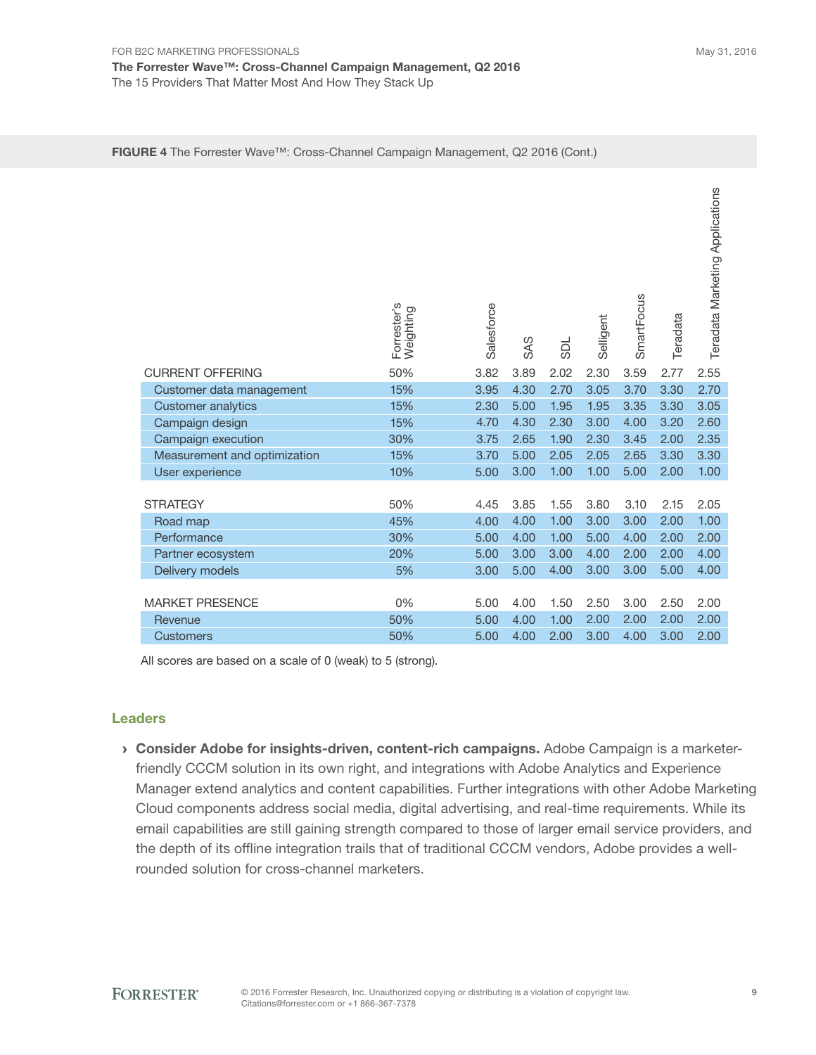**FIGURE 4** The Forrester Wave™: Cross-Channel Campaign Management, Q2 2016 (Cont.)

| | Forrester's Weighting | Salesforce | SAS | SDL | Selligent | SmartFocus | Teradata | Teradata Marketing Applications |
|---|---|---|---|---|---|---|---|---|
| CURRENT OFFERING | 50% | 3.82 | 3.89 | 2.02 | 2.30 | 3.59 | 2.77 | 2.55 |
| Customer data management | 15% | 3.95 | 4.30 | 2.70 | 3.05 | 3.70 | 3.30 | 2.70 |
| Customer analytics | 15% | 2.30 | 5.00 | 1.95 | 1.95 | 3.35 | 3.30 | 3.05 |
| Campaign design | 15% | 4.70 | 4.30 | 2.30 | 3.00 | 4.00 | 3.20 | 2.60 |
| Campaign execution | 30% | 3.75 | 2.65 | 1.90 | 2.30 | 3.45 | 2.00 | 2.35 |
| Measurement and optimization | 15% | 3.70 | 5.00 | 2.05 | 2.05 | 2.65 | 3.30 | 3.30 |
| User experience | 10% | 5.00 | 3.00 | 1.00 | 1.00 | 5.00 | 2.00 | 1.00 |
| | | | | | | | | |
| STRATEGY | 50% | 4.45 | 3.85 | 1.55 | 3.80 | 3.10 | 2.15 | 2.05 |
| Road map | 45% | 4.00 | 4.00 | 1.00 | 3.00 | 3.00 | 2.00 | 1.00 |
| Performance | 30% | 5.00 | 4.00 | 1.00 | 5.00 | 4.00 | 2.00 | 2.00 |
| Partner ecosystem | 20% | 5.00 | 3.00 | 3.00 | 4.00 | 2.00 | 2.00 | 4.00 |
| Delivery models | 5% | 3.00 | 5.00 | 4.00 | 3.00 | 3.00 | 5.00 | 4.00 |
| | | | | | | | | |
| MARKET PRESENCE | 0% | 5.00 | 4.00 | 1.50 | 2.50 | 3.00 | 2.50 | 2.00 |
| Revenue | 50% | 5.00 | 4.00 | 1.00 | 2.00 | 2.00 | 2.00 | 2.00 |
| Customers | 50% | 5.00 | 4.00 | 2.00 | 3.00 | 4.00 | 3.00 | 2.00 |

All scores are based on a scale of 0 (weak) to 5 (strong).

## Leaders

- **Consider Adobe for insights-driven, content-rich campaigns.** Adobe Campaign is a marketer-friendly CCCM solution in its own right, and integrations with Adobe Analytics and Experience Manager extend analytics and content capabilities. Further integrations with other Adobe Marketing Cloud components address social media, digital advertising, and real-time requirements. While its email capabilities are still gaining strength compared to those of larger email service providers, and the depth of its offline integration trails that of traditional CCCM vendors, Adobe provides a well-rounded solution for cross-channel marketers.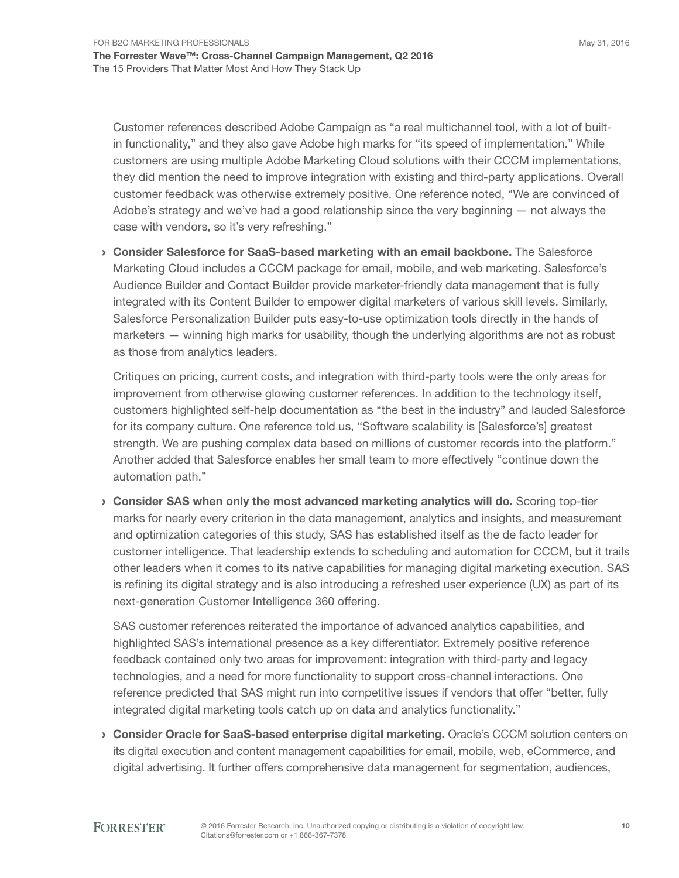Customer references described Adobe Campaign as "a real multichannel tool, with a lot of built-in functionality," and they also gave Adobe high marks for "its speed of implementation." While customers are using multiple Adobe Marketing Cloud solutions with their CCCM implementations, they did mention the need to improve integration with existing and third-party applications. Overall customer feedback was otherwise extremely positive. One reference noted, "We are convinced of Adobe's strategy and we've had a good relationship since the very beginning — not always the case with vendors, so it's very refreshing."

› **Consider Salesforce for SaaS-based marketing with an email backbone.** The Salesforce Marketing Cloud includes a CCCM package for email, mobile, and web marketing. Salesforce's Audience Builder and Contact Builder provide marketer-friendly data management that is fully integrated with its Content Builder to empower digital marketers of various skill levels. Similarly, Salesforce Personalization Builder puts easy-to-use optimization tools directly in the hands of marketers — winning high marks for usability, though the underlying algorithms are not as robust as those from analytics leaders.

  Critiques on pricing, current costs, and integration with third-party tools were the only areas for improvement from otherwise glowing customer references. In addition to the technology itself, customers highlighted self-help documentation as "the best in the industry" and lauded Salesforce for its company culture. One reference told us, "Software scalability is [Salesforce's] greatest strength. We are pushing complex data based on millions of customer records into the platform." Another added that Salesforce enables her small team to more effectively "continue down the automation path."

› **Consider SAS when only the most advanced marketing analytics will do.** Scoring top-tier marks for nearly every criterion in the data management, analytics and insights, and measurement and optimization categories of this study, SAS has established itself as the de facto leader for customer intelligence. That leadership extends to scheduling and automation for CCCM, but it trails other leaders when it comes to its native capabilities for managing digital marketing execution. SAS is refining its digital strategy and is also introducing a refreshed user experience (UX) as part of its next-generation Customer Intelligence 360 offering.

  SAS customer references reiterated the importance of advanced analytics capabilities, and highlighted SAS's international presence as a key differentiator. Extremely positive reference feedback contained only two areas for improvement: integration with third-party and legacy technologies, and a need for more functionality to support cross-channel interactions. One reference predicted that SAS might run into competitive issues if vendors that offer "better, fully integrated digital marketing tools catch up on data and analytics functionality."

› **Consider Oracle for SaaS-based enterprise digital marketing.** Oracle's CCCM solution centers on its digital execution and content management capabilities for email, mobile, web, eCommerce, and digital advertising. It further offers comprehensive data management for segmentation, audiences,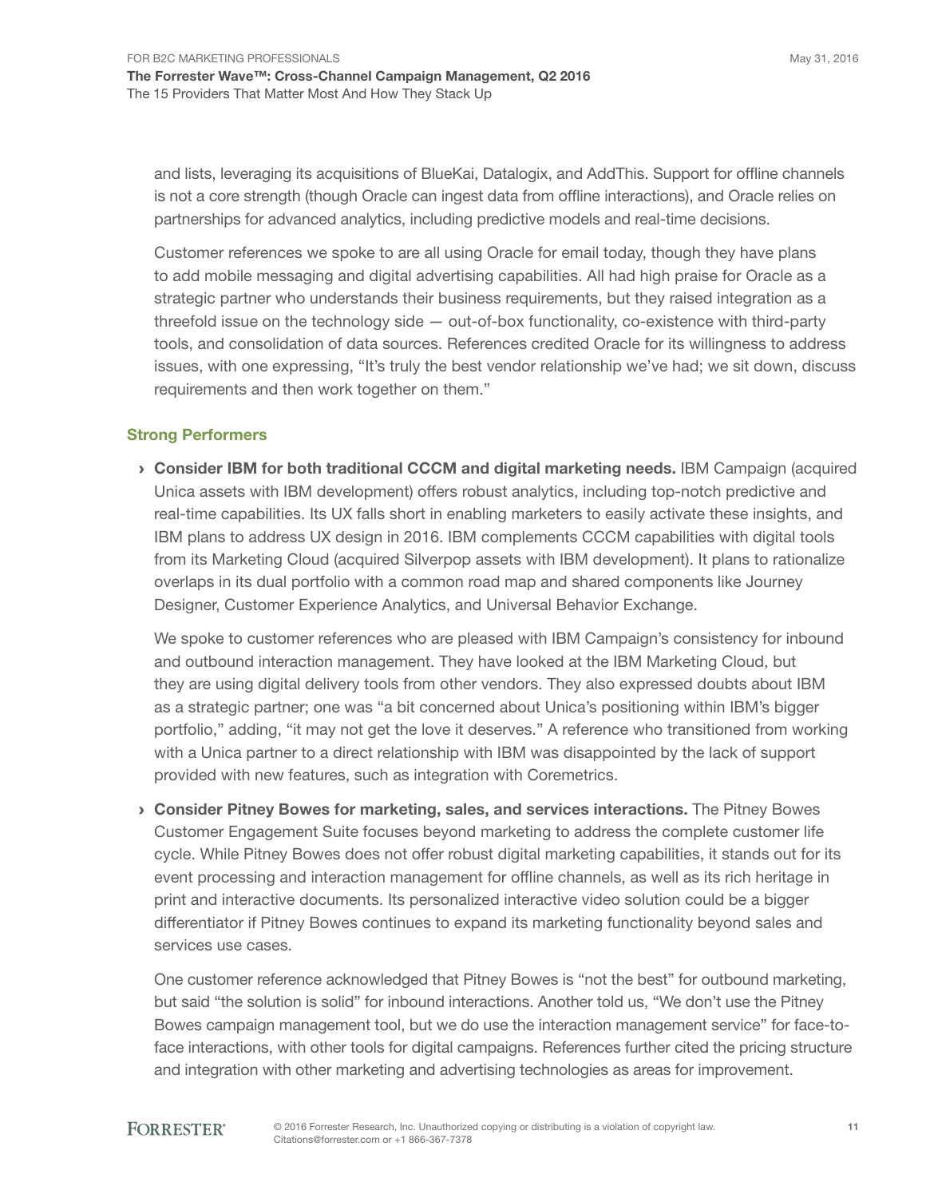and lists, leveraging its acquisitions of BlueKai, Datalogix, and AddThis. Support for offline channels is not a core strength (though Oracle can ingest data from offline interactions), and Oracle relies on partnerships for advanced analytics, including predictive models and real-time decisions.

Customer references we spoke to are all using Oracle for email today, though they have plans to add mobile messaging and digital advertising capabilities. All had high praise for Oracle as a strategic partner who understands their business requirements, but they raised integration as a threefold issue on the technology side — out-of-box functionality, co-existence with third-party tools, and consolidation of data sources. References credited Oracle for its willingness to address issues, with one expressing, "It's truly the best vendor relationship we've had; we sit down, discuss requirements and then work together on them."

### Strong Performers

- **Consider IBM for both traditional CCCM and digital marketing needs.** IBM Campaign (acquired Unica assets with IBM development) offers robust analytics, including top-notch predictive and real-time capabilities. Its UX falls short in enabling marketers to easily activate these insights, and IBM plans to address UX design in 2016. IBM complements CCCM capabilities with digital tools from its Marketing Cloud (acquired Silverpop assets with IBM development). It plans to rationalize overlaps in its dual portfolio with a common road map and shared components like Journey Designer, Customer Experience Analytics, and Universal Behavior Exchange.

  We spoke to customer references who are pleased with IBM Campaign's consistency for inbound and outbound interaction management. They have looked at the IBM Marketing Cloud, but they are using digital delivery tools from other vendors. They also expressed doubts about IBM as a strategic partner; one was "a bit concerned about Unica's positioning within IBM's bigger portfolio," adding, "it may not get the love it deserves." A reference who transitioned from working with a Unica partner to a direct relationship with IBM was disappointed by the lack of support provided with new features, such as integration with Coremetrics.

- **Consider Pitney Bowes for marketing, sales, and services interactions.** The Pitney Bowes Customer Engagement Suite focuses beyond marketing to address the complete customer life cycle. While Pitney Bowes does not offer robust digital marketing capabilities, it stands out for its event processing and interaction management for offline channels, as well as its rich heritage in print and interactive documents. Its personalized interactive video solution could be a bigger differentiator if Pitney Bowes continues to expand its marketing functionality beyond sales and services use cases.

  One customer reference acknowledged that Pitney Bowes is "not the best" for outbound marketing, but said "the solution is solid" for inbound interactions. Another told us, "We don't use the Pitney Bowes campaign management tool, but we do use the interaction management service" for face-to-face interactions, with other tools for digital campaigns. References further cited the pricing structure and integration with other marketing and advertising technologies as areas for improvement.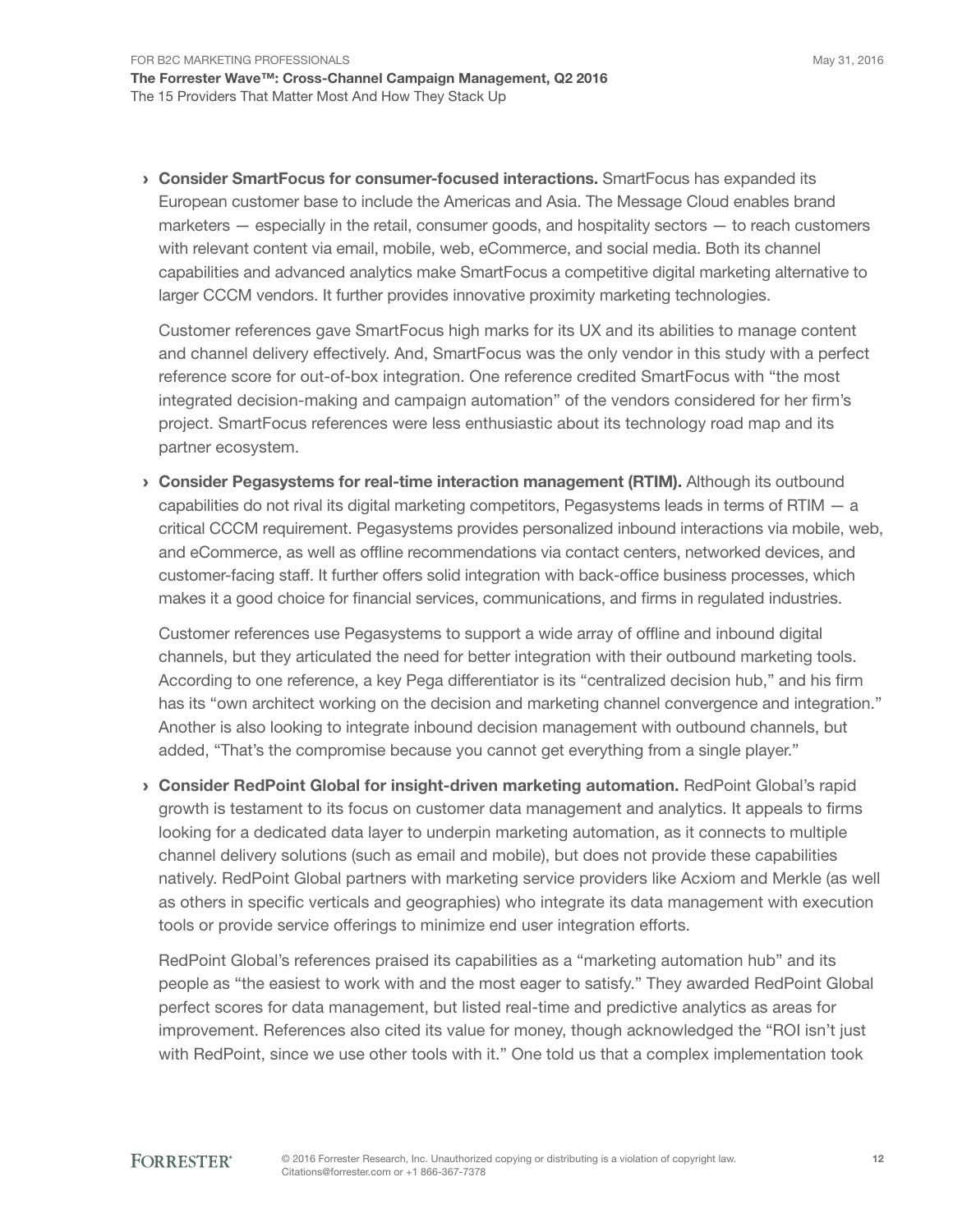- **Consider SmartFocus for consumer-focused interactions.** SmartFocus has expanded its European customer base to include the Americas and Asia. The Message Cloud enables brand marketers — especially in the retail, consumer goods, and hospitality sectors — to reach customers with relevant content via email, mobile, web, eCommerce, and social media. Both its channel capabilities and advanced analytics make SmartFocus a competitive digital marketing alternative to larger CCCM vendors. It further provides innovative proximity marketing technologies.

  Customer references gave SmartFocus high marks for its UX and its abilities to manage content and channel delivery effectively. And, SmartFocus was the only vendor in this study with a perfect reference score for out-of-box integration. One reference credited SmartFocus with "the most integrated decision-making and campaign automation" of the vendors considered for her firm's project. SmartFocus references were less enthusiastic about its technology road map and its partner ecosystem.

- **Consider Pegasystems for real-time interaction management (RTIM).** Although its outbound capabilities do not rival its digital marketing competitors, Pegasystems leads in terms of RTIM — a critical CCCM requirement. Pegasystems provides personalized inbound interactions via mobile, web, and eCommerce, as well as offline recommendations via contact centers, networked devices, and customer-facing staff. It further offers solid integration with back-office business processes, which makes it a good choice for financial services, communications, and firms in regulated industries.

  Customer references use Pegasystems to support a wide array of offline and inbound digital channels, but they articulated the need for better integration with their outbound marketing tools. According to one reference, a key Pega differentiator is its "centralized decision hub," and his firm has its "own architect working on the decision and marketing channel convergence and integration." Another is also looking to integrate inbound decision management with outbound channels, but added, "That's the compromise because you cannot get everything from a single player."

- **Consider RedPoint Global for insight-driven marketing automation.** RedPoint Global's rapid growth is testament to its focus on customer data management and analytics. It appeals to firms looking for a dedicated data layer to underpin marketing automation, as it connects to multiple channel delivery solutions (such as email and mobile), but does not provide these capabilities natively. RedPoint Global partners with marketing service providers like Acxiom and Merkle (as well as others in specific verticals and geographies) who integrate its data management with execution tools or provide service offerings to minimize end user integration efforts.

  RedPoint Global's references praised its capabilities as a "marketing automation hub" and its people as "the easiest to work with and the most eager to satisfy." They awarded RedPoint Global perfect scores for data management, but listed real-time and predictive analytics as areas for improvement. References also cited its value for money, though acknowledged the "ROI isn't just with RedPoint, since we use other tools with it." One told us that a complex implementation took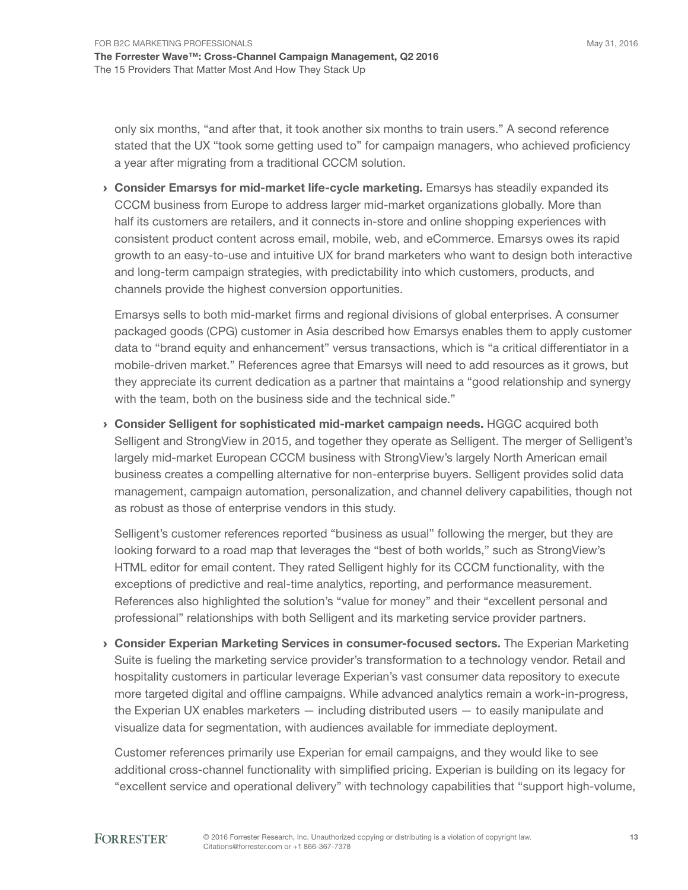only six months, "and after that, it took another six months to train users." A second reference stated that the UX "took some getting used to" for campaign managers, who achieved proficiency a year after migrating from a traditional CCCM solution.

- **Consider Emarsys for mid-market life-cycle marketing.** Emarsys has steadily expanded its CCCM business from Europe to address larger mid-market organizations globally. More than half its customers are retailers, and it connects in-store and online shopping experiences with consistent product content across email, mobile, web, and eCommerce. Emarsys owes its rapid growth to an easy-to-use and intuitive UX for brand marketers who want to design both interactive and long-term campaign strategies, with predictability into which customers, products, and channels provide the highest conversion opportunities.

  Emarsys sells to both mid-market firms and regional divisions of global enterprises. A consumer packaged goods (CPG) customer in Asia described how Emarsys enables them to apply customer data to "brand equity and enhancement" versus transactions, which is "a critical differentiator in a mobile-driven market." References agree that Emarsys will need to add resources as it grows, but they appreciate its current dedication as a partner that maintains a "good relationship and synergy with the team, both on the business side and the technical side."

- **Consider Selligent for sophisticated mid-market campaign needs.** HGGC acquired both Selligent and StrongView in 2015, and together they operate as Selligent. The merger of Selligent's largely mid-market European CCCM business with StrongView's largely North American email business creates a compelling alternative for non-enterprise buyers. Selligent provides solid data management, campaign automation, personalization, and channel delivery capabilities, though not as robust as those of enterprise vendors in this study.

  Selligent's customer references reported "business as usual" following the merger, but they are looking forward to a road map that leverages the "best of both worlds," such as StrongView's HTML editor for email content. They rated Selligent highly for its CCCM functionality, with the exceptions of predictive and real-time analytics, reporting, and performance measurement. References also highlighted the solution's "value for money" and their "excellent personal and professional" relationships with both Selligent and its marketing service provider partners.

- **Consider Experian Marketing Services in consumer-focused sectors.** The Experian Marketing Suite is fueling the marketing service provider's transformation to a technology vendor. Retail and hospitality customers in particular leverage Experian's vast consumer data repository to execute more targeted digital and offline campaigns. While advanced analytics remain a work-in-progress, the Experian UX enables marketers — including distributed users — to easily manipulate and visualize data for segmentation, with audiences available for immediate deployment.

  Customer references primarily use Experian for email campaigns, and they would like to see additional cross-channel functionality with simplified pricing. Experian is building on its legacy for "excellent service and operational delivery" with technology capabilities that "support high-volume,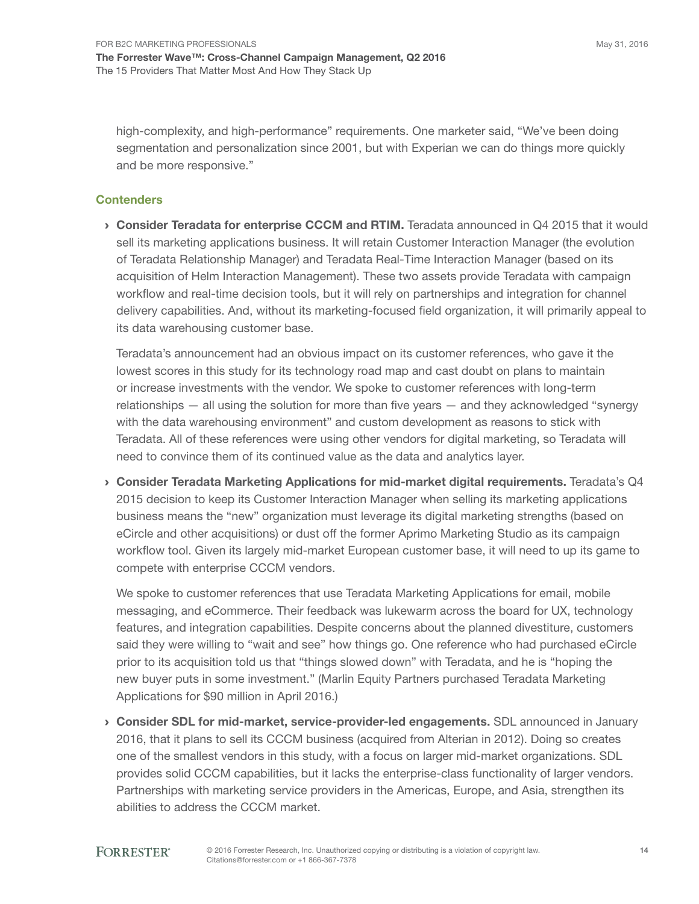high-complexity, and high-performance" requirements. One marketer said, "We've been doing segmentation and personalization since 2001, but with Experian we can do things more quickly and be more responsive."

### Contenders

- **Consider Teradata for enterprise CCCM and RTIM.** Teradata announced in Q4 2015 that it would sell its marketing applications business. It will retain Customer Interaction Manager (the evolution of Teradata Relationship Manager) and Teradata Real-Time Interaction Manager (based on its acquisition of Helm Interaction Management). These two assets provide Teradata with campaign workflow and real-time decision tools, but it will rely on partnerships and integration for channel delivery capabilities. And, without its marketing-focused field organization, it will primarily appeal to its data warehousing customer base.

  Teradata's announcement had an obvious impact on its customer references, who gave it the lowest scores in this study for its technology road map and cast doubt on plans to maintain or increase investments with the vendor. We spoke to customer references with long-term relationships — all using the solution for more than five years — and they acknowledged "synergy with the data warehousing environment" and custom development as reasons to stick with Teradata. All of these references were using other vendors for digital marketing, so Teradata will need to convince them of its continued value as the data and analytics layer.

- **Consider Teradata Marketing Applications for mid-market digital requirements.** Teradata's Q4 2015 decision to keep its Customer Interaction Manager when selling its marketing applications business means the "new" organization must leverage its digital marketing strengths (based on eCircle and other acquisitions) or dust off the former Aprimo Marketing Studio as its campaign workflow tool. Given its largely mid-market European customer base, it will need to up its game to compete with enterprise CCCM vendors.

  We spoke to customer references that use Teradata Marketing Applications for email, mobile messaging, and eCommerce. Their feedback was lukewarm across the board for UX, technology features, and integration capabilities. Despite concerns about the planned divestiture, customers said they were willing to "wait and see" how things go. One reference who had purchased eCircle prior to its acquisition told us that "things slowed down" with Teradata, and he is "hoping the new buyer puts in some investment." (Marlin Equity Partners purchased Teradata Marketing Applications for $90 million in April 2016.)

- **Consider SDL for mid-market, service-provider-led engagements.** SDL announced in January 2016, that it plans to sell its CCCM business (acquired from Alterian in 2012). Doing so creates one of the smallest vendors in this study, with a focus on larger mid-market organizations. SDL provides solid CCCM capabilities, but it lacks the enterprise-class functionality of larger vendors. Partnerships with marketing service providers in the Americas, Europe, and Asia, strengthen its abilities to address the CCCM market.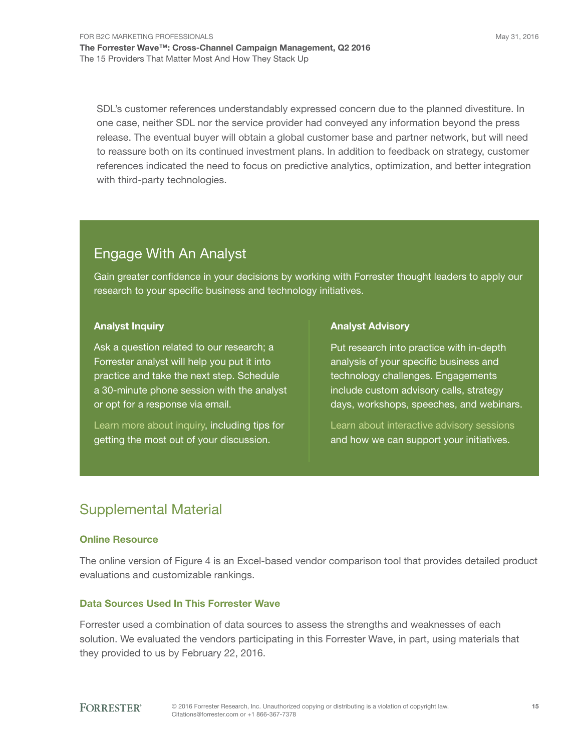SDL's customer references understandably expressed concern due to the planned divestiture. In one case, neither SDL nor the service provider had conveyed any information beyond the press release. The eventual buyer will obtain a global customer base and partner network, but will need to reassure both on its continued investment plans. In addition to feedback on strategy, customer references indicated the need to focus on predictive analytics, optimization, and better integration with third-party technologies.

## Engage With An Analyst

Gain greater confidence in your decisions by working with Forrester thought leaders to apply our research to your specific business and technology initiatives.

**Analyst Inquiry**

Ask a question related to our research; a Forrester analyst will help you put it into practice and take the next step. Schedule a 30-minute phone session with the analyst or opt for a response via email.

Learn more about inquiry, including tips for getting the most out of your discussion.

**Analyst Advisory**

Put research into practice with in-depth analysis of your specific business and technology challenges. Engagements include custom advisory calls, strategy days, workshops, speeches, and webinars.

Learn about interactive advisory sessions and how we can support your initiatives.

## Supplemental Material

### Online Resource

The online version of Figure 4 is an Excel-based vendor comparison tool that provides detailed product evaluations and customizable rankings.

### Data Sources Used In This Forrester Wave

Forrester used a combination of data sources to assess the strengths and weaknesses of each solution. We evaluated the vendors participating in this Forrester Wave, in part, using materials that they provided to us by February 22, 2016.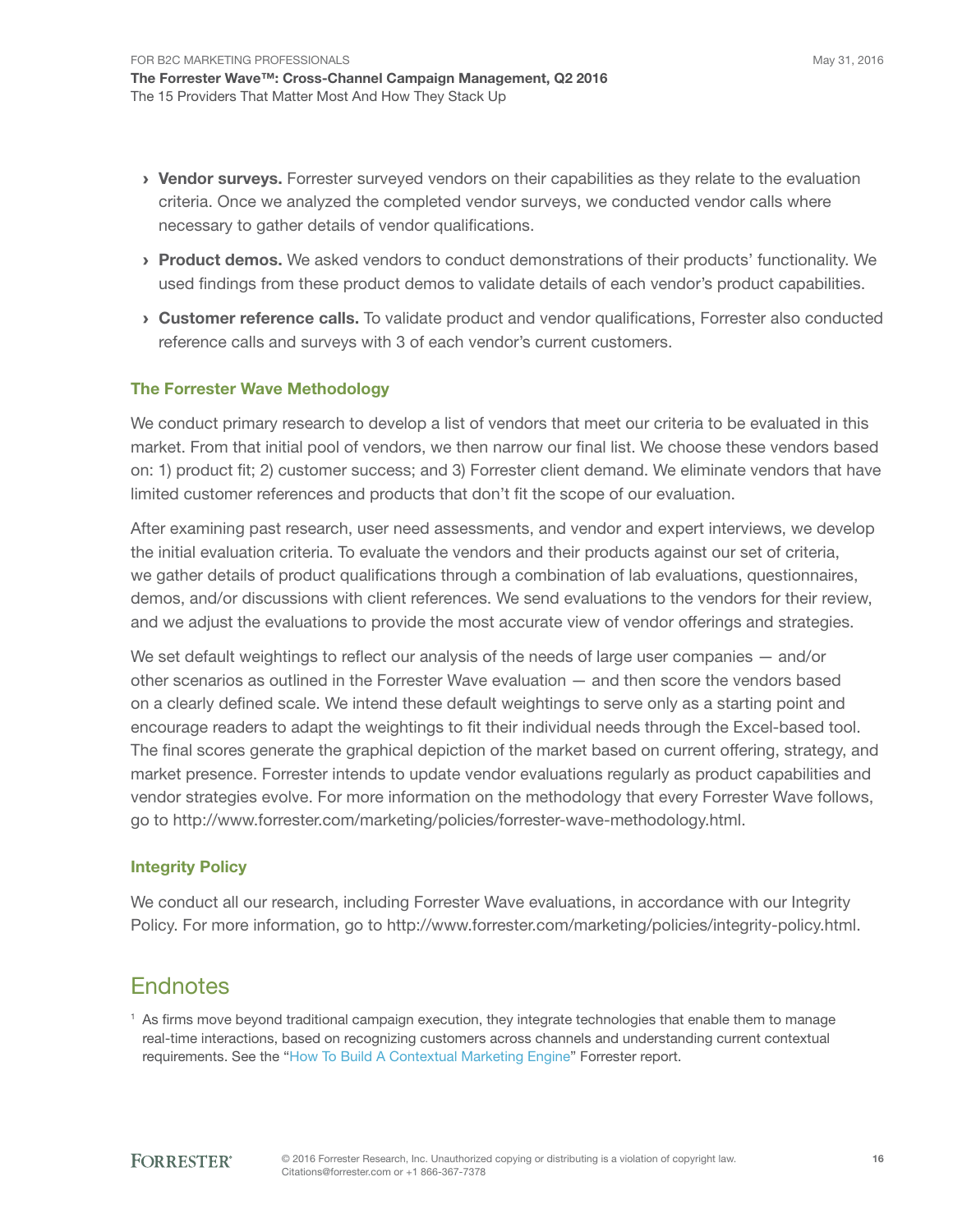- **Vendor surveys.** Forrester surveyed vendors on their capabilities as they relate to the evaluation criteria. Once we analyzed the completed vendor surveys, we conducted vendor calls where necessary to gather details of vendor qualifications.
- **Product demos.** We asked vendors to conduct demonstrations of their products' functionality. We used findings from these product demos to validate details of each vendor's product capabilities.
- **Customer reference calls.** To validate product and vendor qualifications, Forrester also conducted reference calls and surveys with 3 of each vendor's current customers.

### The Forrester Wave Methodology

We conduct primary research to develop a list of vendors that meet our criteria to be evaluated in this market. From that initial pool of vendors, we then narrow our final list. We choose these vendors based on: 1) product fit; 2) customer success; and 3) Forrester client demand. We eliminate vendors that have limited customer references and products that don't fit the scope of our evaluation.

After examining past research, user need assessments, and vendor and expert interviews, we develop the initial evaluation criteria. To evaluate the vendors and their products against our set of criteria, we gather details of product qualifications through a combination of lab evaluations, questionnaires, demos, and/or discussions with client references. We send evaluations to the vendors for their review, and we adjust the evaluations to provide the most accurate view of vendor offerings and strategies.

We set default weightings to reflect our analysis of the needs of large user companies — and/or other scenarios as outlined in the Forrester Wave evaluation — and then score the vendors based on a clearly defined scale. We intend these default weightings to serve only as a starting point and encourage readers to adapt the weightings to fit their individual needs through the Excel-based tool. The final scores generate the graphical depiction of the market based on current offering, strategy, and market presence. Forrester intends to update vendor evaluations regularly as product capabilities and vendor strategies evolve. For more information on the methodology that every Forrester Wave follows, go to http://www.forrester.com/marketing/policies/forrester-wave-methodology.html.

### Integrity Policy

We conduct all our research, including Forrester Wave evaluations, in accordance with our Integrity Policy. For more information, go to http://www.forrester.com/marketing/policies/integrity-policy.html.

## Endnotes

[1] As firms move beyond traditional campaign execution, they integrate technologies that enable them to manage real-time interactions, based on recognizing customers across channels and understanding current contextual requirements. See the "How To Build A Contextual Marketing Engine" Forrester report.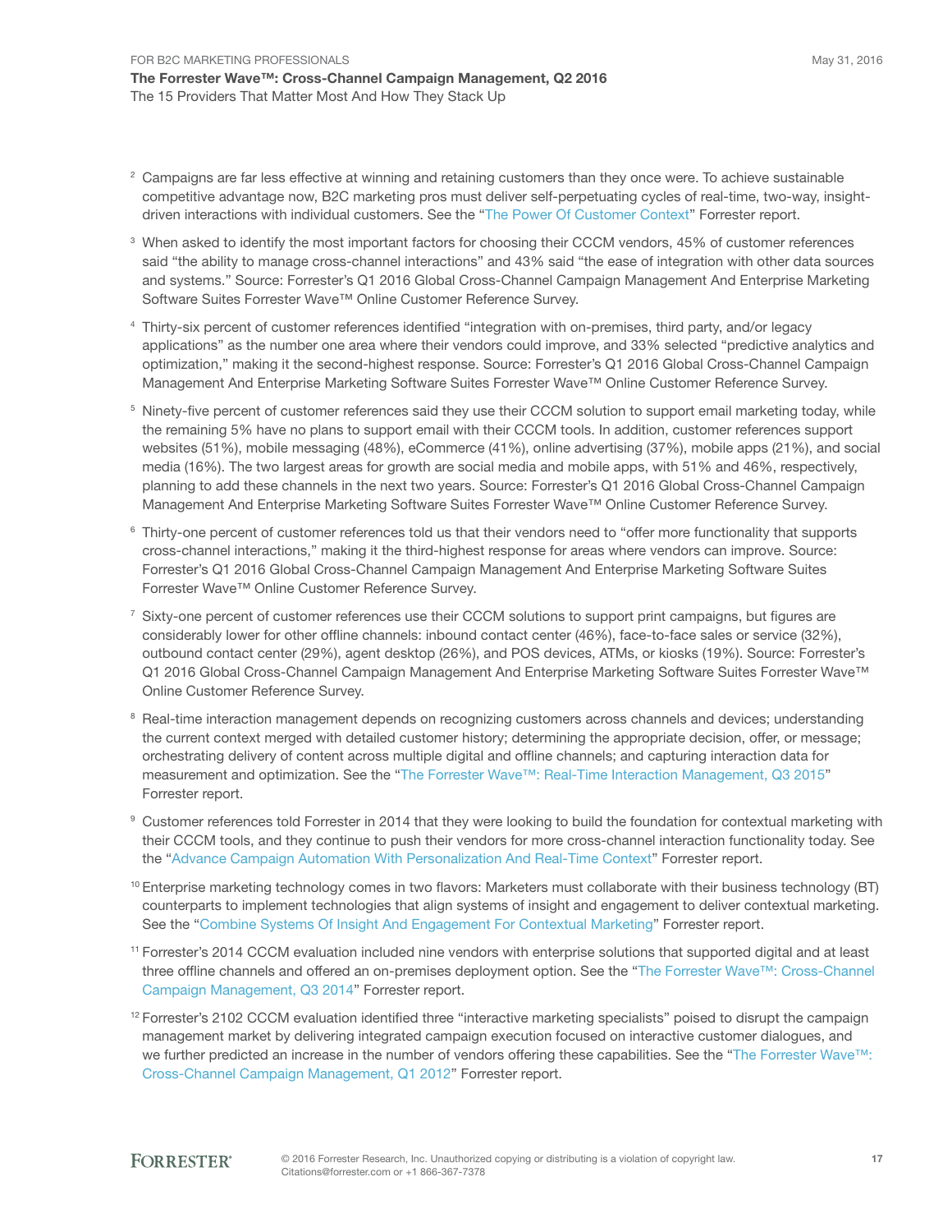[2] Campaigns are far less effective at winning and retaining customers than they once were. To achieve sustainable competitive advantage now, B2C marketing pros must deliver self-perpetuating cycles of real-time, two-way, insight-driven interactions with individual customers. See the "The Power Of Customer Context" Forrester report.

[3] When asked to identify the most important factors for choosing their CCCM vendors, 45% of customer references said "the ability to manage cross-channel interactions" and 43% said "the ease of integration with other data sources and systems." Source: Forrester's Q1 2016 Global Cross-Channel Campaign Management And Enterprise Marketing Software Suites Forrester Wave™ Online Customer Reference Survey.

[4] Thirty-six percent of customer references identified "integration with on-premises, third party, and/or legacy applications" as the number one area where their vendors could improve, and 33% selected "predictive analytics and optimization," making it the second-highest response. Source: Forrester's Q1 2016 Global Cross-Channel Campaign Management And Enterprise Marketing Software Suites Forrester Wave™ Online Customer Reference Survey.

[5] Ninety-five percent of customer references said they use their CCCM solution to support email marketing today, while the remaining 5% have no plans to support email with their CCCM tools. In addition, customer references support websites (51%), mobile messaging (48%), eCommerce (41%), online advertising (37%), mobile apps (21%), and social media (16%). The two largest areas for growth are social media and mobile apps, with 51% and 46%, respectively, planning to add these channels in the next two years. Source: Forrester's Q1 2016 Global Cross-Channel Campaign Management And Enterprise Marketing Software Suites Forrester Wave™ Online Customer Reference Survey.

[6] Thirty-one percent of customer references told us that their vendors need to "offer more functionality that supports cross-channel interactions," making it the third-highest response for areas where vendors can improve. Source: Forrester's Q1 2016 Global Cross-Channel Campaign Management And Enterprise Marketing Software Suites Forrester Wave™ Online Customer Reference Survey.

[7] Sixty-one percent of customer references use their CCCM solutions to support print campaigns, but figures are considerably lower for other offline channels: inbound contact center (46%), face-to-face sales or service (32%), outbound contact center (29%), agent desktop (26%), and POS devices, ATMs, or kiosks (19%). Source: Forrester's Q1 2016 Global Cross-Channel Campaign Management And Enterprise Marketing Software Suites Forrester Wave™ Online Customer Reference Survey.

[8] Real-time interaction management depends on recognizing customers across channels and devices; understanding the current context merged with detailed customer history; determining the appropriate decision, offer, or message; orchestrating delivery of content across multiple digital and offline channels; and capturing interaction data for measurement and optimization. See the "The Forrester Wave™: Real-Time Interaction Management, Q3 2015" Forrester report.

[9] Customer references told Forrester in 2014 that they were looking to build the foundation for contextual marketing with their CCCM tools, and they continue to push their vendors for more cross-channel interaction functionality today. See the "Advance Campaign Automation With Personalization And Real-Time Context" Forrester report.

[10] Enterprise marketing technology comes in two flavors: Marketers must collaborate with their business technology (BT) counterparts to implement technologies that align systems of insight and engagement to deliver contextual marketing. See the "Combine Systems Of Insight And Engagement For Contextual Marketing" Forrester report.

[11] Forrester's 2014 CCCM evaluation included nine vendors with enterprise solutions that supported digital and at least three offline channels and offered an on-premises deployment option. See the "The Forrester Wave™: Cross-Channel Campaign Management, Q3 2014" Forrester report.

[12] Forrester's 2102 CCCM evaluation identified three "interactive marketing specialists" poised to disrupt the campaign management market by delivering integrated campaign execution focused on interactive customer dialogues, and we further predicted an increase in the number of vendors offering these capabilities. See the "The Forrester Wave™: Cross-Channel Campaign Management, Q1 2012" Forrester report.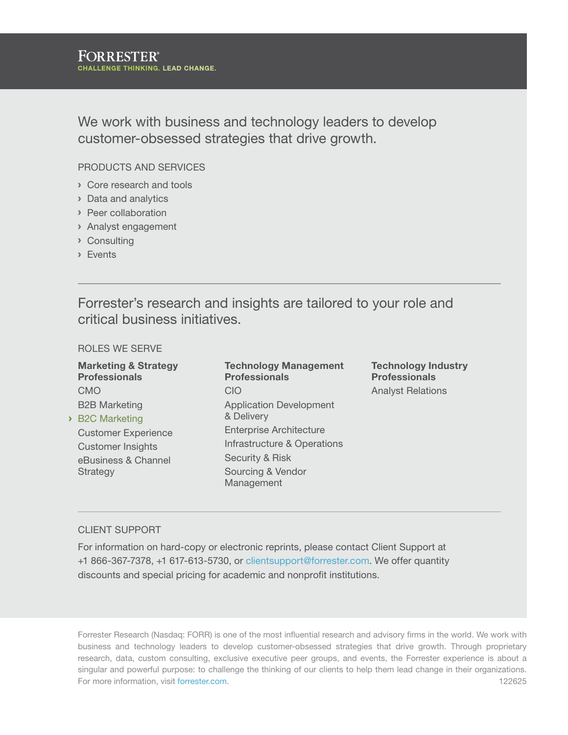FORRESTER®
CHALLENGE THINKING. LEAD CHANGE.

## We work with business and technology leaders to develop customer-obsessed strategies that drive growth.

PRODUCTS AND SERVICES

- Core research and tools
- Data and analytics
- Peer collaboration
- Analyst engagement
- Consulting
- Events

---

## Forrester's research and insights are tailored to your role and critical business initiatives.

ROLES WE SERVE

**Marketing & Strategy Professionals**

CMO

B2B Marketing

› B2C Marketing

Customer Experience

Customer Insights

eBusiness & Channel Strategy

**Technology Management Professionals**

CIO

Application Development & Delivery

Enterprise Architecture

Infrastructure & Operations

Security & Risk

Sourcing & Vendor Management

**Technology Industry Professionals**

Analyst Relations

---

CLIENT SUPPORT

For information on hard-copy or electronic reprints, please contact Client Support at +1 866-367-7378, +1 617-613-5730, or clientsupport@forrester.com. We offer quantity discounts and special pricing for academic and nonprofit institutions.

Forrester Research (Nasdaq: FORR) is one of the most influential research and advisory firms in the world. We work with business and technology leaders to develop customer-obsessed strategies that drive growth. Through proprietary research, data, custom consulting, exclusive executive peer groups, and events, the Forrester experience is about a singular and powerful purpose: to challenge the thinking of our clients to help them lead change in their organizations. For more information, visit forrester.com. 122625